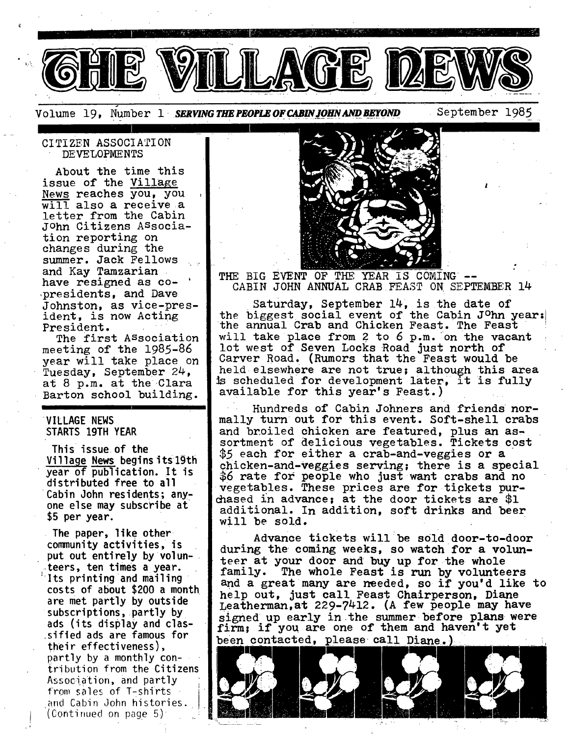# THE VILLAGE NEWS

Volume 19, Number 1 **SERVING THE PEOPLE OF CABIN JOHN AND BEYOND** September 1985

## CITIZEN ASSOCIATION DEVELOPMENTS

About the time this issue of the Village News reaches you, you will also a receive a letter from the Cabin John Citizens Association reporting on changes during the summer. Jack Fellows and Kay Tamzarian have resigned as co-presidents, and Dave Johnston, as vice-president, is now Acting President.

The first Association meeting of the 1985-86 year will take place on Tuesday, September 24, at 8 p.m. at the Clara Barton school building.

## VILLAGE NEWS STARTS 19TH YEAR

This issue of the Village News begins its 19th year of publication. It is distributed free to all Cabin John residents; anyone else may subscribe at $5 per year.

The paper, like other community activities, is put out entirely by volunteers, ten times a year. Its printing and mailing costs of about $200 a month are met partly by outside subscriptions, partly by ads (its display and classified ads are famous for their effectiveness), partly by a monthly contribution from the Citizens Association, and partly from sales of T-shirts and Cabin John histories. (Continued on page 5)

## THE BIG EVENT OF THE YEAR IS COMING -- CABIN JOHN ANNUAL CRAB FEAST ON SEPTEMBER 14

Saturday, September 14, is the date of the biggest social event of the Cabin John year: the annual Crab and Chicken Feast. The Feast will take place from 2 to 6 p.m. on the vacant lot west of Seven Locks Road just north of Carver Road. (Rumors that the Feast would be held elsewhere are not true; although this area is scheduled for development later, it is fully available for this year's Feast.)

Hundreds of Cabin Johners and friends normally turn out for this event. Soft-shell crabs and broiled chicken are featured, plus an assortment of delicious vegetables. Tickets cost $5 each for either a crab-and-veggies or a chicken-and-veggies serving; there is a special $6 rate for people who just want crabs and no vegetables. These prices are for tickets purchased in advance; at the door tickets are $1 additional. In addition, soft drinks and beer will be sold.

Advance tickets will be sold door-to-door during the coming weeks, so watch for a volunteer at your door and buy up for the whole family. The whole Feast is run by volunteers and a great many are needed, so if you'd like to help out, just call Feast Chairperson, Diane Leatherman, at 229-7412. (A few people may have signed up early in the summer before plans were firm; if you are one of them and haven't yet been contacted, please call Diane.)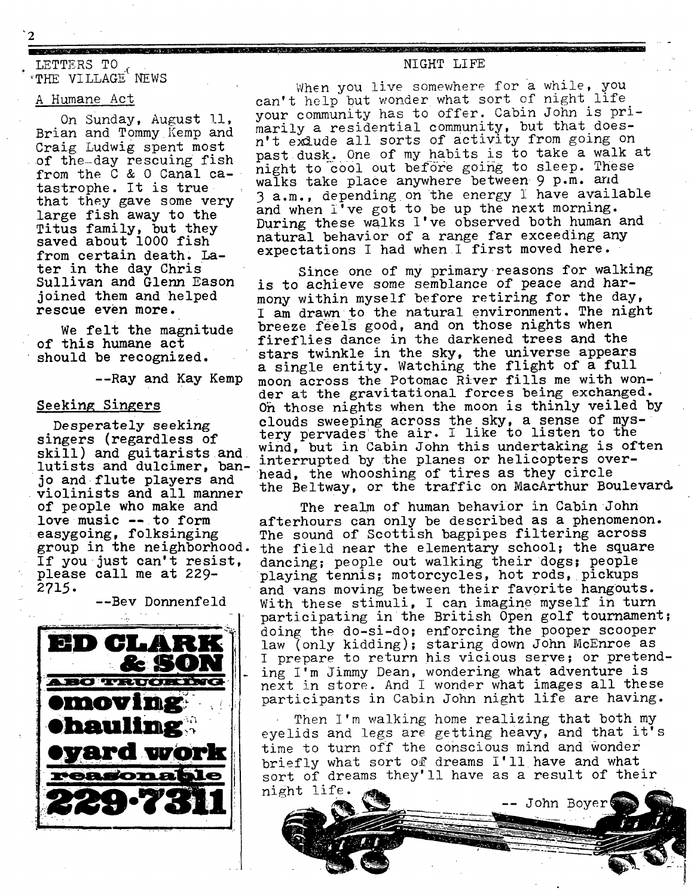## LETTERS TO THE VILLAGE NEWS

### A Humane Act

On Sunday, August 11, Brian and Tommy Kemp and Craig Ludwig spent most of the day rescuing fish from the C & O Canal catastrophe. It is true that they gave some very large fish away to the Titus family, but they saved about 1000 fish from certain death. Later in the day Chris Sullivan and Glenn Eason joined them and helped rescue even more.

We felt the magnitude of this humane act should be recognized.

--Ray and Kay Kemp

### Seeking Singers

Desperately seeking singers (regardless of skill) and guitarists and lutists and dulcimer, banjo and flute players and violinists and all manner of people who make and love music -- to form easygoing, folksinging group in the neighborhood. If you just can't resist, please call me at 229-2715.

--Bev Donnenfeld

**ED CLARK & SON**
**ABC TRUCKING**
- **moving**
- **hauling**
- **yard work**

**reasonable**
**229-7311**

## NIGHT LIFE

When you live somewhere for a while, you can't help but wonder what sort of night life your community has to offer. Cabin John is primarily a residential community, but that doesn't exclude all sorts of activity from going on past dusk. One of my habits is to take a walk at night to cool out before going to sleep. These walks take place anywhere between 9 p.m. and 3 a.m., depending on the energy I have available and when I've got to be up the next morning. During these walks I've observed both human and natural behavior of a range far exceeding any expectations I had when I first moved here.

Since one of my primary reasons for walking is to achieve some semblance of peace and harmony within myself before retiring for the day, I am drawn to the natural environment. The night breeze feels good, and on those nights when fireflies dance in the darkened trees and the stars twinkle in the sky, the universe appears a single entity. Watching the flight of a full moon across the Potomac River fills me with wonder at the gravitational forces being exchanged. On those nights when the moon is thinly veiled by clouds sweeping across the sky, a sense of mystery pervades the air. I like to listen to the wind, but in Cabin John this undertaking is often interrupted by the planes or helicopters overhead, the whooshing of tires as they circle the Beltway, or the traffic on MacArthur Boulevard.

The realm of human behavior in Cabin John afterhours can only be described as a phenomenon. The sound of Scottish bagpipes filtering across the field near the elementary school; the square dancing; people out walking their dogs; people playing tennis; motorcycles, hot rods, pickups and vans moving between their favorite hangouts. With these stimuli, I can imagine myself in turn participating in the British Open golf tournament; doing the do-si-do; enforcing the pooper scooper law (only kidding); staring down John McEnroe as I prepare to return his vicious serve; or pretending I'm Jimmy Dean, wondering what adventure is next in store. And I wonder what images all these participants in Cabin John night life are having.

Then I'm walking home realizing that both my eyelids and legs are getting heavy, and that it's time to turn off the conscious mind and wonder briefly what sort of dreams I'll have and what sort of dreams they'll have as a result of their night life.

-- John Boyer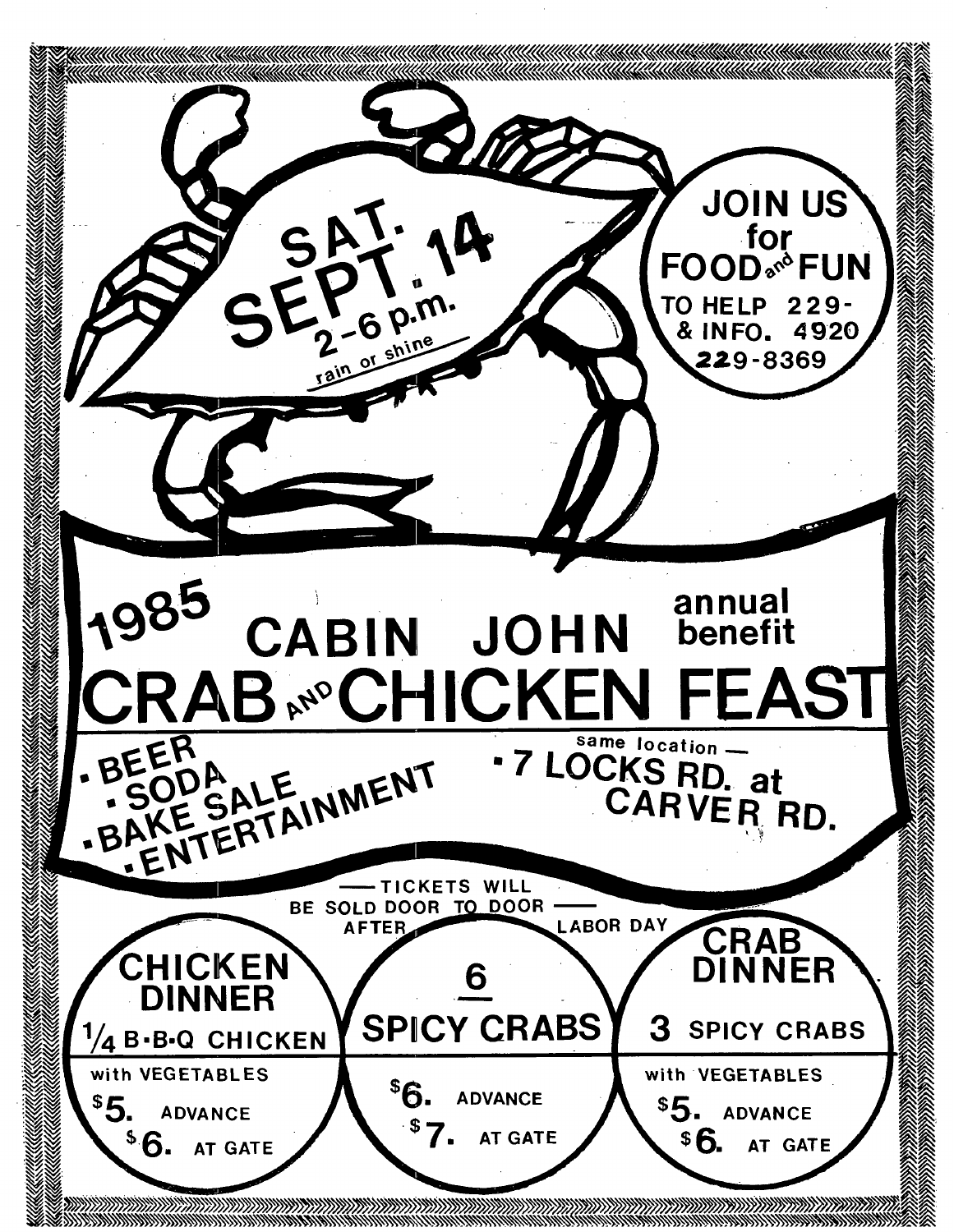SAT. SEPT. 14
2-6 p.m.
rain or shine

JOIN US for FOOD and FUN

TO HELP & INFO. 229-4920
229-8369

# 1985 CABIN JOHN annual benefit CRAB AND CHICKEN FEAST

- BEER
- SODA
- BAKE SALE
- ENTERTAINMENT

same location —
- 7 LOCKS RD. at CARVER RD.

— TICKETS WILL BE SOLD DOOR TO DOOR — AFTER LABOR DAY

**CHICKEN DINNER**
1/4 B-B-Q CHICKEN
with VEGETABLES
$5. ADVANCE
$6. AT GATE

**6 SPICY CRABS**
$6. ADVANCE
$7. AT GATE

**CRAB DINNER**
3 SPICY CRABS
with VEGETABLES
$5. ADVANCE
$6. AT GATE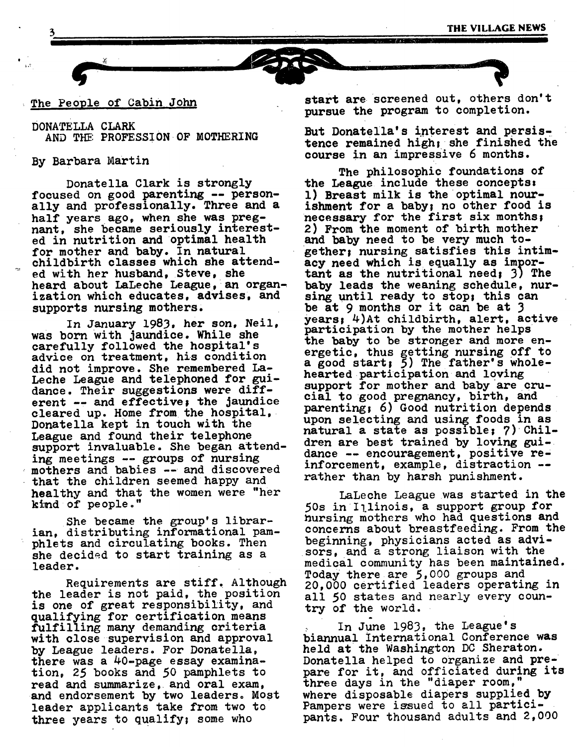The People of Cabin John

DONATELLA CLARK
AND THE PROFESSION OF MOTHERING

By Barbara Martin

Donatella Clark is strongly focused on good parenting -- personally and professionally. Three and a half years ago, when she was pregnant, she became seriously interested in nutrition and optimal health for mother and baby. In natural childbirth classes which she attended with her husband, Steve, she heard about LaLeche League, an organization which educates, advises, and supports nursing mothers.

In January 1983, her son, Neil, was born with jaundice. While she carefully followed the hospital's advice on treatment, his condition did not improve. She remembered LaLeche League and telephoned for guidance. Their suggestions were different -- and effective; the jaundice cleared up. Home from the hospital, Donatella kept in touch with the League and found their telephone support invaluable. She began attending meetings -- groups of nursing mothers and babies -- and discovered that the children seemed happy and healthy and that the women were "her kind of people."

She became the group's librarian, distributing informational pamphlets and circulating books. Then she decided to start training as a leader.

Requirements are stiff. Although the leader is not paid, the position is one of great responsibility, and qualifying for certification means fulfilling many demanding criteria with close supervision and approval by League leaders. For Donatella, there was a 40-page essay examination, 25 books and 50 pamphlets to read and summarize, and oral exam, and endorsement by two leaders. Most leader applicants take from two to three years to qualify; some who start are screened out, others don't pursue the program to completion.

But Donatella's interest and persistence remained high; she finished the course in an impressive 6 months.

The philosophic foundations of the League include these concepts: 1) Breast milk is the optimal nourishment for a baby; no other food is necessary for the first six months; 2) From the moment of birth mother and baby need to be very much together; nursing satisfies this intimacy need which is equally as important as the nutritional need; 3) The baby leads the weaning schedule, nursing until ready to stop; this can be at 9 months or it can be at 3 years; 4) At childbirth, alert, active participation by the mother helps the baby to be stronger and more energetic, thus getting nursing off to a good start; 5) The father's wholehearted participation and loving support for mother and baby are crucial to good pregnancy, birth, and parenting; 6) Good nutrition depends upon selecting and using foods in as natural a state as possible; 7) Children are best trained by loving guidance -- encouragement, positive reinforcement, example, distraction -- rather than by harsh punishment.

LaLeche League was started in the 50s in Illinois, a support group for nursing mothers who had questions and concerns about breastfeeding. From the beginning, physicians acted as advisors, and a strong liaison with the medical community has been maintained. Today there are 5,000 groups and 20,000 certified leaders operating in all 50 states and nearly every country of the world.

In June 1983, the League's biannual International Conference was held at the Washington DC Sheraton. Donatella helped to organize and prepare for it, and officiated during its three days in the "diaper room," where disposable diapers supplied by Pampers were issued to all participants. Four thousand adults and 2,000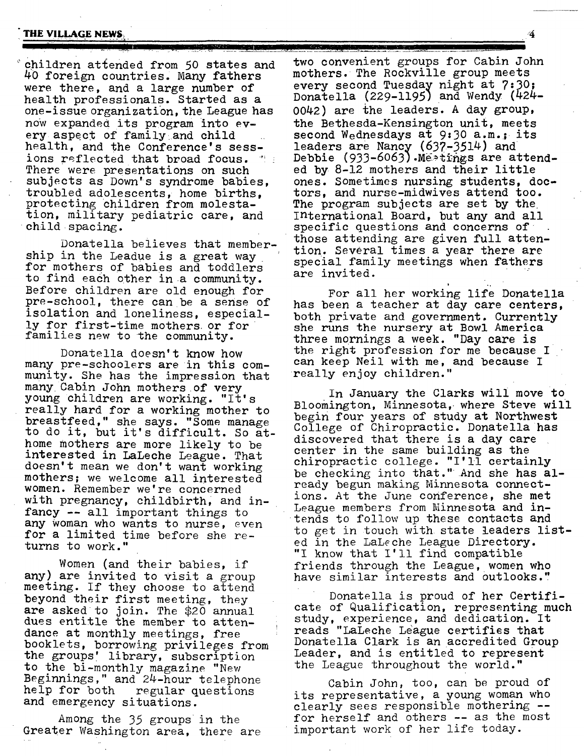children attended from 50 states and 40 foreign countries. Many fathers were there, and a large number of health professionals. Started as a one-issue organization, the League has now expanded its program into every aspect of family and child health, and the Conference's sessions reflected that broad focus. There were presentations on such subjects as Down's syndrome babies, troubled adolescents, home births, protecting children from molestation, military pediatric care, and child spacing.

Donatella believes that membership in the Leadue is a great way for mothers of babies and toddlers to find each other in a community. Before children are old enough for pre-school, there can be a sense of isolation and loneliness, especially for first-time mothers or for families new to the community.

Donatella doesn't know how many pre-schoolers are in this community. She has the impression that many Cabin John mothers of very young children are working. "It's really hard for a working mother to breastfeed," she says. "Some manage to do it, but it's difficult. So at-home mothers are more likely to be interested in LaLeche League. That doesn't mean we don't want working mothers; we welcome all interested women. Remember we're concerned with pregnancy, childbirth, and infancy -- all important things to any woman who wants to nurse, even for a limited time before she returns to work."

Women (and their babies, if any) are invited to visit a group meeting. If they choose to attend beyond their first meeting, they are asked to join. The $20 annual dues entitle the member to attendance at monthly meetings, free booklets, borrowing privileges from the groups' library, subscription to the bi-monthly magazine "New Beginnings," and 24-hour telephone help for both regular questions and emergency situations.

Among the 35 groups in the Greater Washington area, there are two convenient groups for Cabin John mothers. The Rockville group meets every second Tuesday night at 7:30; Donatella (229-1195) and Wendy (424-0042) are the leaders. A day group, the Bethesda-Kensington unit, meets second Wednesdays at 9:30 a.m.; its leaders are Nancy (637-3514) and Debbie (933-6063). Meetings are attended by 8-12 mothers and their little ones. Sometimes nursing students, doctors, and nurse-midwives attend too. The program subjects are set by the International Board, but any and all specific questions and concerns of those attending are given full attention. Several times a year there are special family meetings when fathers are invited.

For all her working life Donatella has been a teacher at day care centers, both private and government. Currently she runs the nursery at Bowl America three mornings a week. "Day care is the right profession for me because I can keep Neil with me, and because I really enjoy children."

In January the Clarks will move to Bloomington, Minnesota, where Steve will begin four years of study at Northwest College of Chiropractic. Donatella has discovered that there is a day care center in the same building as the chiropractic college. "I'll certainly be checking into that." And she has already begun making Minnesota connections. At the June conference, she met League members from Minnesota and intends to follow up these contacts and to get in touch with state leaders listed in the LaLeche League Directory. "I know that I'll find compatible friends through the League, women who have similar interests and outlooks."

Donatella is proud of her Certificate of Qualification, representing much study, experience, and dedication. It reads "LaLeche League certifies that Donatella Clark is an accredited Group Leader, and is entitled to represent the League throughout the world."

Cabin John, too, can be proud of its representative, a young woman who clearly sees responsible mothering -- for herself and others -- as the most important work of her life today.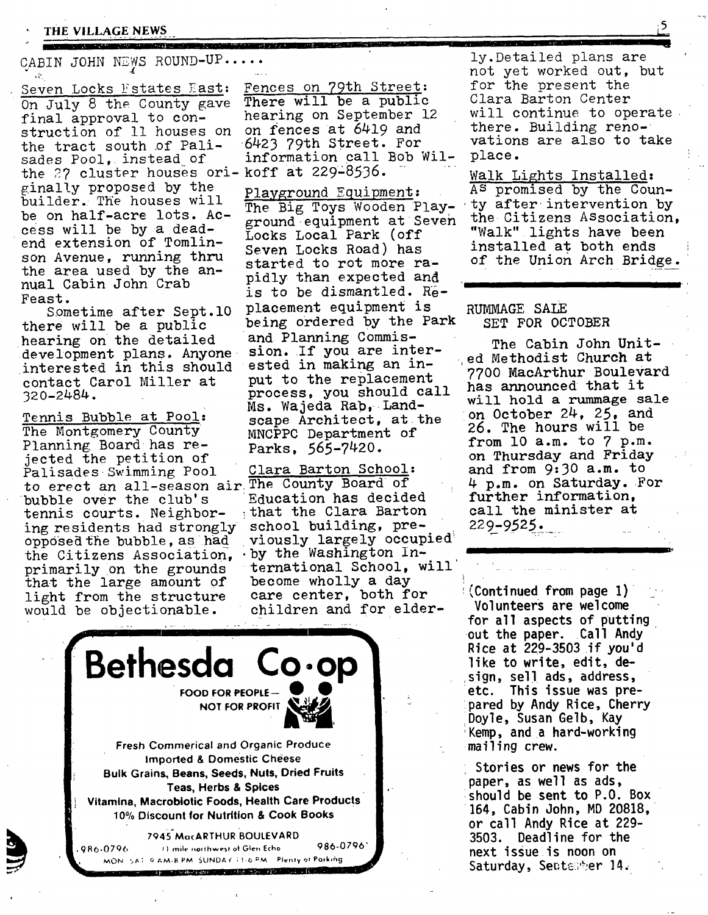## CABIN JOHN NEWS ROUND-UP.....

Seven Locks Estates East: On July 8 the County gave final approval to construction of 11 houses on the tract south of Palisades Pool, instead of the 27 cluster houses originally proposed by the builder. The houses will be on half-acre lots. Access will be by a dead-end extension of Tomlinson Avenue, running thru the area used by the annual Cabin John Crab Feast.

Sometime after Sept.10 there will be a public hearing on the detailed development plans. Anyone interested in this should contact Carol Miller at 320-2484.

Tennis Bubble at Pool: The Montgomery County Planning Board has rejected the petition of Palisades Swimming Pool to erect an all-season air bubble over the club's tennis courts. Neighboring residents had strongly opposed the bubble, as had the Citizens Association, primarily on the grounds that the large amount of light from the structure would be objectionable.

Fences on 79th Street: There will be a public hearing on September 12 on fences at 6419 and 6423 79th Street. For information call Bob Wilkoff at 229-8536.

Playground Equipment: The Big Toys Wooden Playground equipment at Seven Locks Local Park (off Seven Locks Road) has started to rot more rapidly than expected and is to be dismantled. Replacement equipment is being ordered by the Park and Planning Commission. If you are interested in making an input to the replacement process, you should call Ms. Wajeda Rab, Landscape Architect, at the MNCPPC Department of Parks, 565-7420.

Clara Barton School: The County Board of Education has decided that the Clara Barton school building, previously largely occupied by the Washington International School, will become wholly a day care center, both for children and for elderly. Detailed plans are not yet worked out, but for the present the Clara Barton Center will continue to operate there. Building renovations are also to take place.

Walk Lights Installed: As promised by the County after intervention by the Citizens Association, "Walk" lights have been installed at both ends of the Union Arch Bridge.

---

**Bethesda Co·op**

FOOD FOR PEOPLE— NOT FOR PROFIT

Fresh Commerical and Organic Produce
Imported & Domestic Cheese
Bulk Grains, Beans, Seeds, Nuts, Dried Fruits
Teas, Herbs & Spices
Vitamins, Macrobiotic Foods, Health Care Products
10% Discount for Nutrition & Cook Books

7945 MacARTHUR BOULEVARD
986-0796 (1 mile northwest of Glen Echo) 986-0796
MON-SAT 9 AM-8 PM SUNDAY 11-6 PM Plenty of Parking

---

## RUMMAGE SALE SET FOR OCTOBER

The Cabin John United Methodist Church at 7700 MacArthur Boulevard has announced that it will hold a rummage sale on October 24, 25, and 26. The hours will be from 10 a.m. to 7 p.m. on Thursday and Friday and from 9:30 a.m. to 4 p.m. on Saturday. For further information, call the minister at 229-9525.

---

(Continued from page 1)

Volunteers are welcome for all aspects of putting out the paper. Call Andy Rice at 229-3503 if you'd like to write, edit, design, sell ads, address, etc. This issue was prepared by Andy Rice, Cherry Doyle, Susan Gelb, Kay Kemp, and a hard-working mailing crew.

Stories or news for the paper, as well as ads, should be sent to P.O. Box 164, Cabin John, MD 20818, or call Andy Rice at 229-3503. Deadline for the next issue is noon on Saturday, September 14.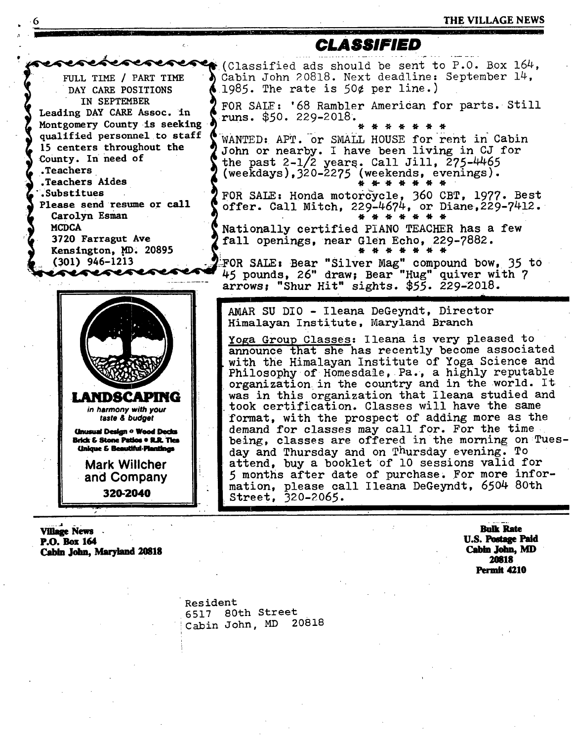## CLASSIFIED

FULL TIME / PART TIME DAY CARE POSITIONS IN SEPTEMBER

Leading DAY CARE Assoc. in Montgomery County is seeking qualified personnel to staff 15 centers throughout the County. In need of

- .Teachers
- .Teachers Aides
- .Substitues

Please send resume or call
Carolyn Esman
MCDCA
3720 Farragut Ave
Kensington, MD. 20895
(301) 946-1213

(Classified ads should be sent to P.O. Box 164, Cabin John 20818. Next deadline: September 14, 1985. The rate is 50¢ per line.)

FOR SALE: '68 Rambler American for parts. Still runs. $50. 229-2018.

* * * * * * *

WANTED: APT. or SMALL HOUSE for rent in Cabin John or nearby. I have been living in CJ for the past 2-1/2 years. Call Jill, 275-4465 (weekdays), 320-2275 (weekends, evenings).

* * * * * * *

FOR SALE: Honda motorcycle, 360 CBT, 1977. Best offer. Call Mitch, 229-4674, or Diane, 229-7412.

* * * * * * *

Nationally certified PIANO TEACHER has a few fall openings, near Glen Echo, 229-7882.

* * * * * * *

FOR SALE: Bear "Silver Mag" compound bow, 35 to 45 pounds, 26" draw; Bear "Hug" quiver with 7 arrows; "Shur Hit" sights. $55. 229-2018.

**LANDSCAPING**

*in harmony with your taste & budget*

Unusual Design • Wood Decks
Brick & Stone Patios • R.R. Ties
Unique & Beautiful Plantings

Mark Willcher and Company

**320-2040**

AMAR SU DIO - Ileana DeGeyndt, Director
Himalayan Institute, Maryland Branch

Yoga Group Classes: Ileana is very pleased to announce that she has recently become associated with the Himalayan Institute of Yoga Science and Philosophy of Homesdale, Pa., a highly reputable organization in the country and in the world. It was in this organization that Ileana studied and took certification. Classes will have the same format, with the prospect of adding more as the demand for classes may call for. For the time being, classes are offered in the morning on Tuesday and Thursday and on Thursday evening. To attend, buy a booklet of 10 sessions valid for 5 months after date of purchase. For more information, please call Ileana DeGeyndt, 6504 80th Street, 320-2065.

**Village News**
**P.O. Box 164**
**Cabin John, Maryland 20818**

**Bulk Rate**
**U.S. Postage Paid**
**Cabin John, MD**
**20818**
**Permit 4210**

Resident
6517 80th Street
Cabin John, MD 20818